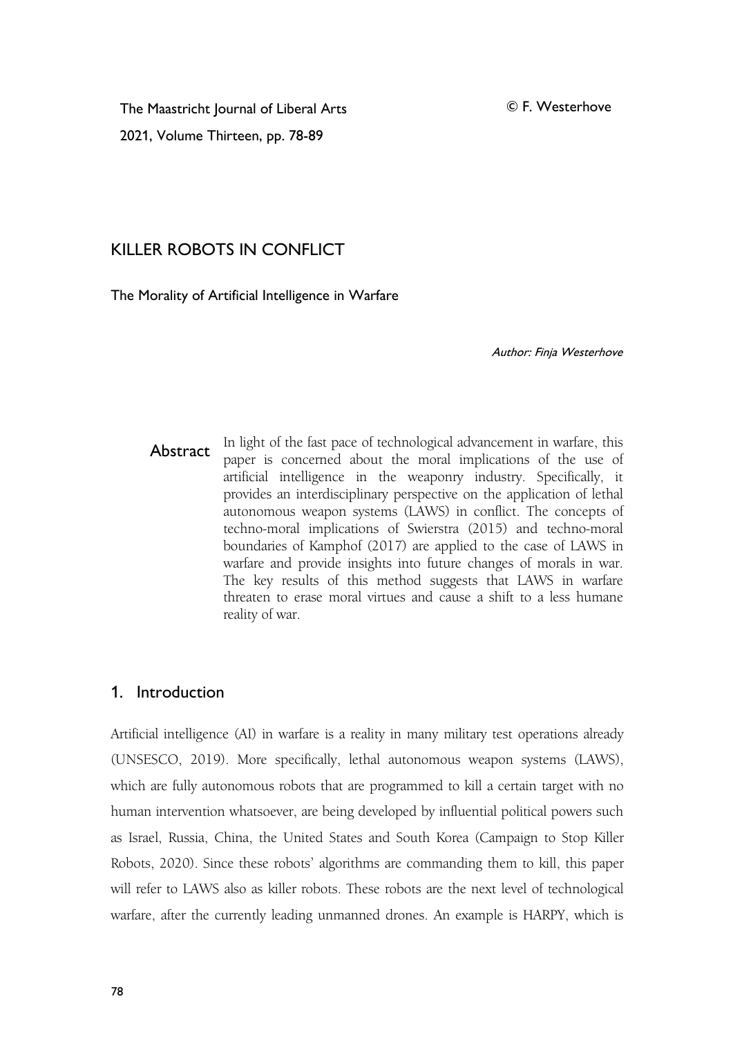# KILLER ROBOTS IN CONFLICT

## The Morality of Artificial Intelligence in Warfare

*Author: Finja Westerhove*

**Abstract** In light of the fast pace of technological advancement in warfare, this paper is concerned about the moral implications of the use of artificial intelligence in the weaponry industry. Specifically, it provides an interdisciplinary perspective on the application of lethal autonomous weapon systems (LAWS) in conflict. The concepts of techno-moral implications of Swierstra (2015) and techno-moral boundaries of Kamphof (2017) are applied to the case of LAWS in warfare and provide insights into future changes of morals in war. The key results of this method suggests that LAWS in warfare threaten to erase moral virtues and cause a shift to a less humane reality of war.

## 1. Introduction

Artificial intelligence (AI) in warfare is a reality in many military test operations already (UNSESCO, 2019). More specifically, lethal autonomous weapon systems (LAWS), which are fully autonomous robots that are programmed to kill a certain target with no human intervention whatsoever, are being developed by influential political powers such as Israel, Russia, China, the United States and South Korea (Campaign to Stop Killer Robots, 2020). Since these robots' algorithms are commanding them to kill, this paper will refer to LAWS also as killer robots. These robots are the next level of technological warfare, after the currently leading unmanned drones. An example is HARPY, which is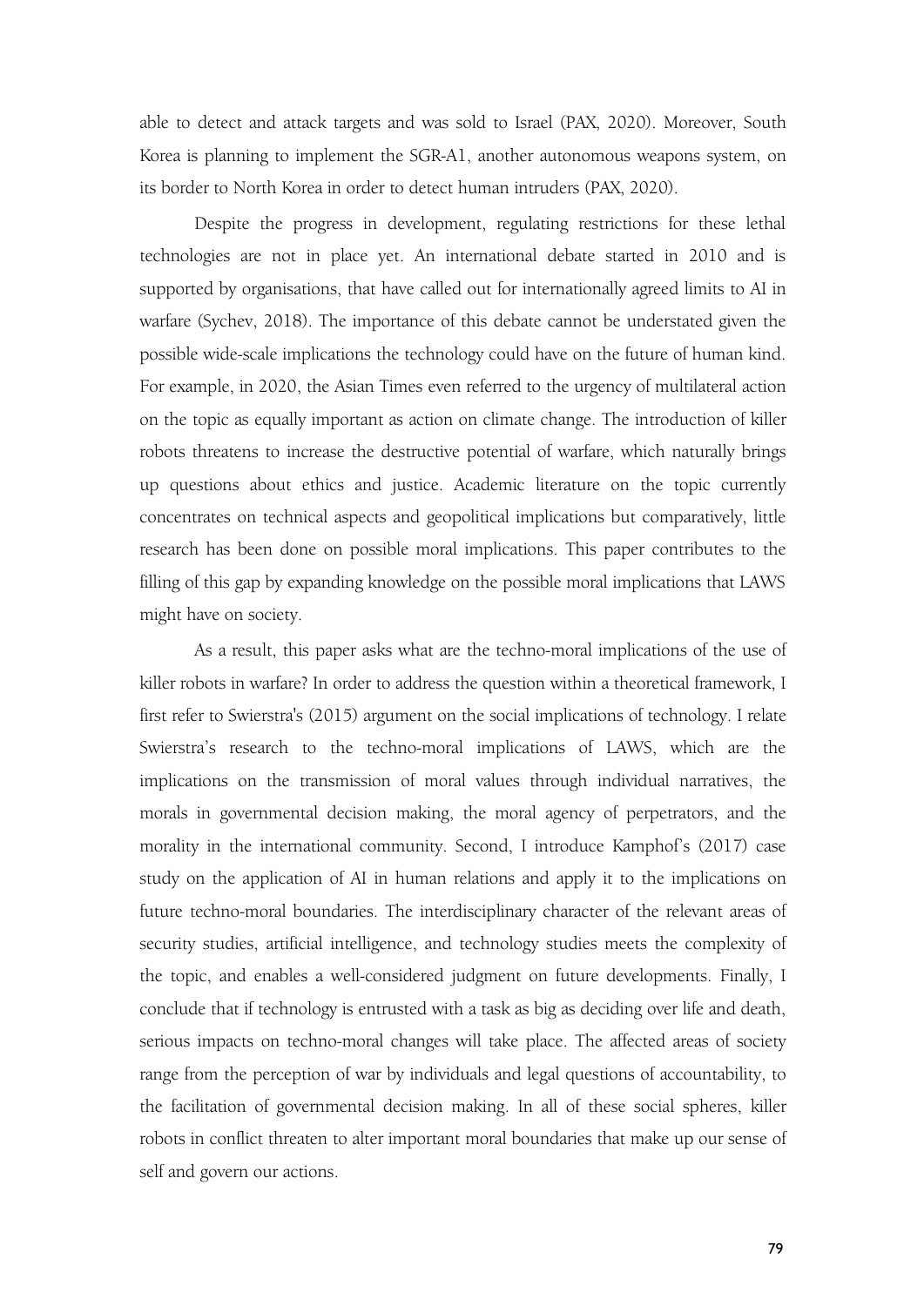able to detect and attack targets and was sold to Israel (PAX, 2020). Moreover, South Korea is planning to implement the SGR-A1, another autonomous weapons system, on its border to North Korea in order to detect human intruders (PAX, 2020).

Despite the progress in development, regulating restrictions for these lethal technologies are not in place yet. An international debate started in 2010 and is supported by organisations, that have called out for internationally agreed limits to AI in warfare (Sychev, 2018). The importance of this debate cannot be understated given the possible wide-scale implications the technology could have on the future of human kind. For example, in 2020, the Asian Times even referred to the urgency of multilateral action on the topic as equally important as action on climate change. The introduction of killer robots threatens to increase the destructive potential of warfare, which naturally brings up questions about ethics and justice. Academic literature on the topic currently concentrates on technical aspects and geopolitical implications but comparatively, little research has been done on possible moral implications. This paper contributes to the filling of this gap by expanding knowledge on the possible moral implications that LAWS might have on society.

As a result, this paper asks what are the techno-moral implications of the use of killer robots in warfare? In order to address the question within a theoretical framework, I first refer to Swierstra's (2015) argument on the social implications of technology. I relate Swierstra's research to the techno-moral implications of LAWS, which are the implications on the transmission of moral values through individual narratives, the morals in governmental decision making, the moral agency of perpetrators, and the morality in the international community. Second, I introduce Kamphof's (2017) case study on the application of AI in human relations and apply it to the implications on future techno-moral boundaries. The interdisciplinary character of the relevant areas of security studies, artificial intelligence, and technology studies meets the complexity of the topic, and enables a well-considered judgment on future developments. Finally, I conclude that if technology is entrusted with a task as big as deciding over life and death, serious impacts on techno-moral changes will take place. The affected areas of society range from the perception of war by individuals and legal questions of accountability, to the facilitation of governmental decision making. In all of these social spheres, killer robots in conflict threaten to alter important moral boundaries that make up our sense of self and govern our actions.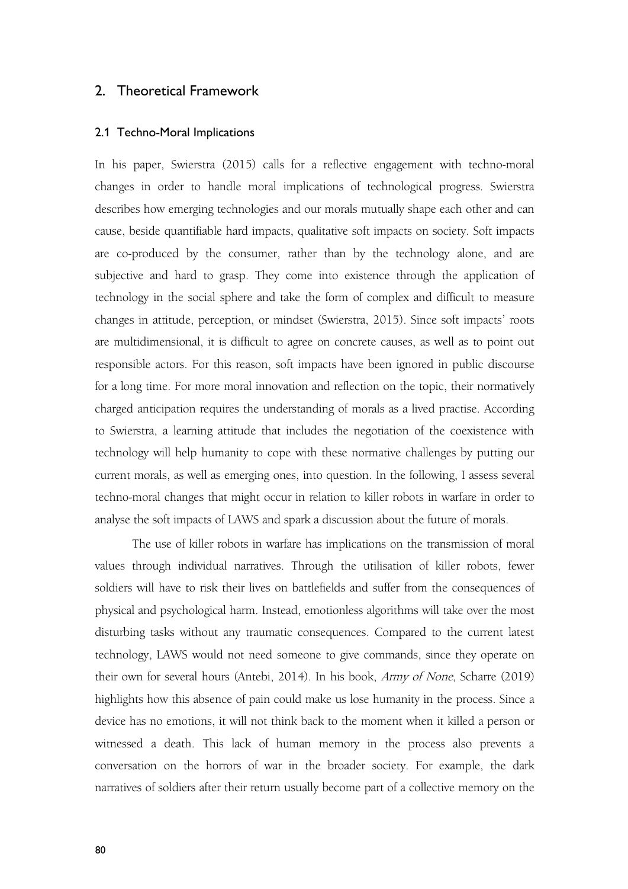## 2. Theoretical Framework

### 2.1 Techno-Moral Implications

In his paper, Swierstra (2015) calls for a reflective engagement with techno-moral changes in order to handle moral implications of technological progress. Swierstra describes how emerging technologies and our morals mutually shape each other and can cause, beside quantifiable hard impacts, qualitative soft impacts on society. Soft impacts are co-produced by the consumer, rather than by the technology alone, and are subjective and hard to grasp. They come into existence through the application of technology in the social sphere and take the form of complex and difficult to measure changes in attitude, perception, or mindset (Swierstra, 2015). Since soft impacts' roots are multidimensional, it is difficult to agree on concrete causes, as well as to point out responsible actors. For this reason, soft impacts have been ignored in public discourse for a long time. For more moral innovation and reflection on the topic, their normatively charged anticipation requires the understanding of morals as a lived practise. According to Swierstra, a learning attitude that includes the negotiation of the coexistence with technology will help humanity to cope with these normative challenges by putting our current morals, as well as emerging ones, into question. In the following, I assess several techno-moral changes that might occur in relation to killer robots in warfare in order to analyse the soft impacts of LAWS and spark a discussion about the future of morals.

The use of killer robots in warfare has implications on the transmission of moral values through individual narratives. Through the utilisation of killer robots, fewer soldiers will have to risk their lives on battlefields and suffer from the consequences of physical and psychological harm. Instead, emotionless algorithms will take over the most disturbing tasks without any traumatic consequences. Compared to the current latest technology, LAWS would not need someone to give commands, since they operate on their own for several hours (Antebi, 2014). In his book, *Army of None*, Scharre (2019) highlights how this absence of pain could make us lose humanity in the process. Since a device has no emotions, it will not think back to the moment when it killed a person or witnessed a death. This lack of human memory in the process also prevents a conversation on the horrors of war in the broader society. For example, the dark narratives of soldiers after their return usually become part of a collective memory on the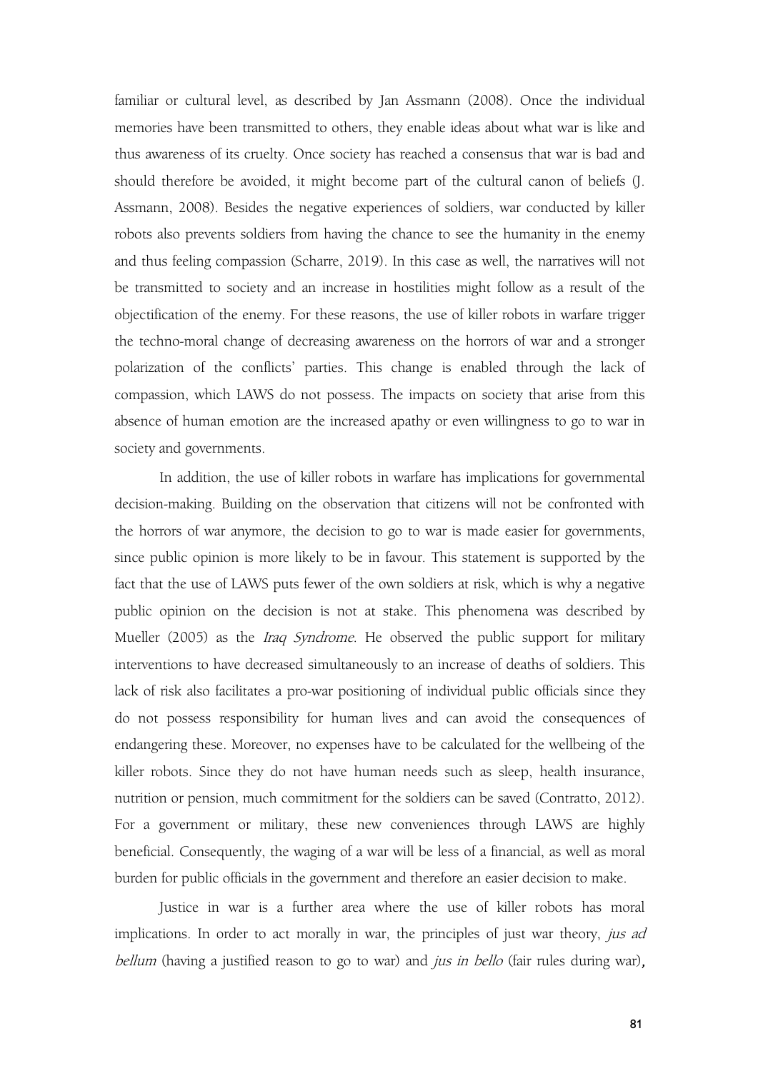familiar or cultural level, as described by Jan Assmann (2008). Once the individual memories have been transmitted to others, they enable ideas about what war is like and thus awareness of its cruelty. Once society has reached a consensus that war is bad and should therefore be avoided, it might become part of the cultural canon of beliefs (J. Assmann, 2008). Besides the negative experiences of soldiers, war conducted by killer robots also prevents soldiers from having the chance to see the humanity in the enemy and thus feeling compassion (Scharre, 2019). In this case as well, the narratives will not be transmitted to society and an increase in hostilities might follow as a result of the objectification of the enemy. For these reasons, the use of killer robots in warfare trigger the techno-moral change of decreasing awareness on the horrors of war and a stronger polarization of the conflicts' parties. This change is enabled through the lack of compassion, which LAWS do not possess. The impacts on society that arise from this absence of human emotion are the increased apathy or even willingness to go to war in society and governments.

In addition, the use of killer robots in warfare has implications for governmental decision-making. Building on the observation that citizens will not be confronted with the horrors of war anymore, the decision to go to war is made easier for governments, since public opinion is more likely to be in favour. This statement is supported by the fact that the use of LAWS puts fewer of the own soldiers at risk, which is why a negative public opinion on the decision is not at stake. This phenomena was described by Mueller (2005) as the *Iraq Syndrome*. He observed the public support for military interventions to have decreased simultaneously to an increase of deaths of soldiers. This lack of risk also facilitates a pro-war positioning of individual public officials since they do not possess responsibility for human lives and can avoid the consequences of endangering these. Moreover, no expenses have to be calculated for the wellbeing of the killer robots. Since they do not have human needs such as sleep, health insurance, nutrition or pension, much commitment for the soldiers can be saved (Contratto, 2012). For a government or military, these new conveniences through LAWS are highly beneficial. Consequently, the waging of a war will be less of a financial, as well as moral burden for public officials in the government and therefore an easier decision to make.

Justice in war is a further area where the use of killer robots has moral implications. In order to act morally in war, the principles of just war theory, *jus ad bellum* (having a justified reason to go to war) and *jus in bello* (fair rules during war),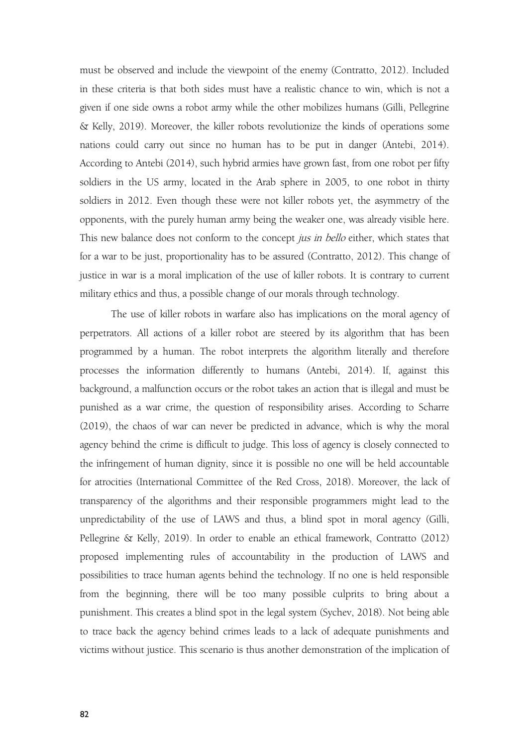must be observed and include the viewpoint of the enemy (Contratto, 2012). Included in these criteria is that both sides must have a realistic chance to win, which is not a given if one side owns a robot army while the other mobilizes humans (Gilli, Pellegrine & Kelly, 2019). Moreover, the killer robots revolutionize the kinds of operations some nations could carry out since no human has to be put in danger (Antebi, 2014). According to Antebi (2014), such hybrid armies have grown fast, from one robot per fifty soldiers in the US army, located in the Arab sphere in 2005, to one robot in thirty soldiers in 2012. Even though these were not killer robots yet, the asymmetry of the opponents, with the purely human army being the weaker one, was already visible here. This new balance does not conform to the concept *jus in bello* either, which states that for a war to be just, proportionality has to be assured (Contratto, 2012). This change of justice in war is a moral implication of the use of killer robots. It is contrary to current military ethics and thus, a possible change of our morals through technology.

The use of killer robots in warfare also has implications on the moral agency of perpetrators. All actions of a killer robot are steered by its algorithm that has been programmed by a human. The robot interprets the algorithm literally and therefore processes the information differently to humans (Antebi, 2014). If, against this background, a malfunction occurs or the robot takes an action that is illegal and must be punished as a war crime, the question of responsibility arises. According to Scharre (2019), the chaos of war can never be predicted in advance, which is why the moral agency behind the crime is difficult to judge. This loss of agency is closely connected to the infringement of human dignity, since it is possible no one will be held accountable for atrocities (International Committee of the Red Cross, 2018). Moreover, the lack of transparency of the algorithms and their responsible programmers might lead to the unpredictability of the use of LAWS and thus, a blind spot in moral agency (Gilli, Pellegrine & Kelly, 2019). In order to enable an ethical framework, Contratto (2012) proposed implementing rules of accountability in the production of LAWS and possibilities to trace human agents behind the technology. If no one is held responsible from the beginning, there will be too many possible culprits to bring about a punishment. This creates a blind spot in the legal system (Sychev, 2018). Not being able to trace back the agency behind crimes leads to a lack of adequate punishments and victims without justice. This scenario is thus another demonstration of the implication of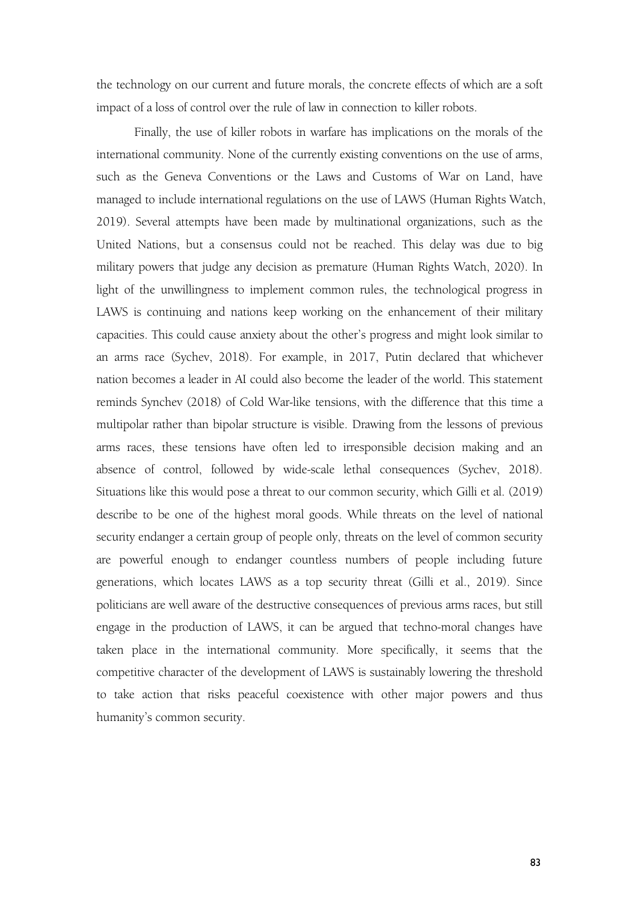the technology on our current and future morals, the concrete effects of which are a soft impact of a loss of control over the rule of law in connection to killer robots.

Finally, the use of killer robots in warfare has implications on the morals of the international community. None of the currently existing conventions on the use of arms, such as the Geneva Conventions or the Laws and Customs of War on Land, have managed to include international regulations on the use of LAWS (Human Rights Watch, 2019). Several attempts have been made by multinational organizations, such as the United Nations, but a consensus could not be reached. This delay was due to big military powers that judge any decision as premature (Human Rights Watch, 2020). In light of the unwillingness to implement common rules, the technological progress in LAWS is continuing and nations keep working on the enhancement of their military capacities. This could cause anxiety about the other's progress and might look similar to an arms race (Sychev, 2018). For example, in 2017, Putin declared that whichever nation becomes a leader in AI could also become the leader of the world. This statement reminds Synchev (2018) of Cold War-like tensions, with the difference that this time a multipolar rather than bipolar structure is visible. Drawing from the lessons of previous arms races, these tensions have often led to irresponsible decision making and an absence of control, followed by wide-scale lethal consequences (Sychev, 2018). Situations like this would pose a threat to our common security, which Gilli et al. (2019) describe to be one of the highest moral goods. While threats on the level of national security endanger a certain group of people only, threats on the level of common security are powerful enough to endanger countless numbers of people including future generations, which locates LAWS as a top security threat (Gilli et al., 2019). Since politicians are well aware of the destructive consequences of previous arms races, but still engage in the production of LAWS, it can be argued that techno-moral changes have taken place in the international community. More specifically, it seems that the competitive character of the development of LAWS is sustainably lowering the threshold to take action that risks peaceful coexistence with other major powers and thus humanity's common security.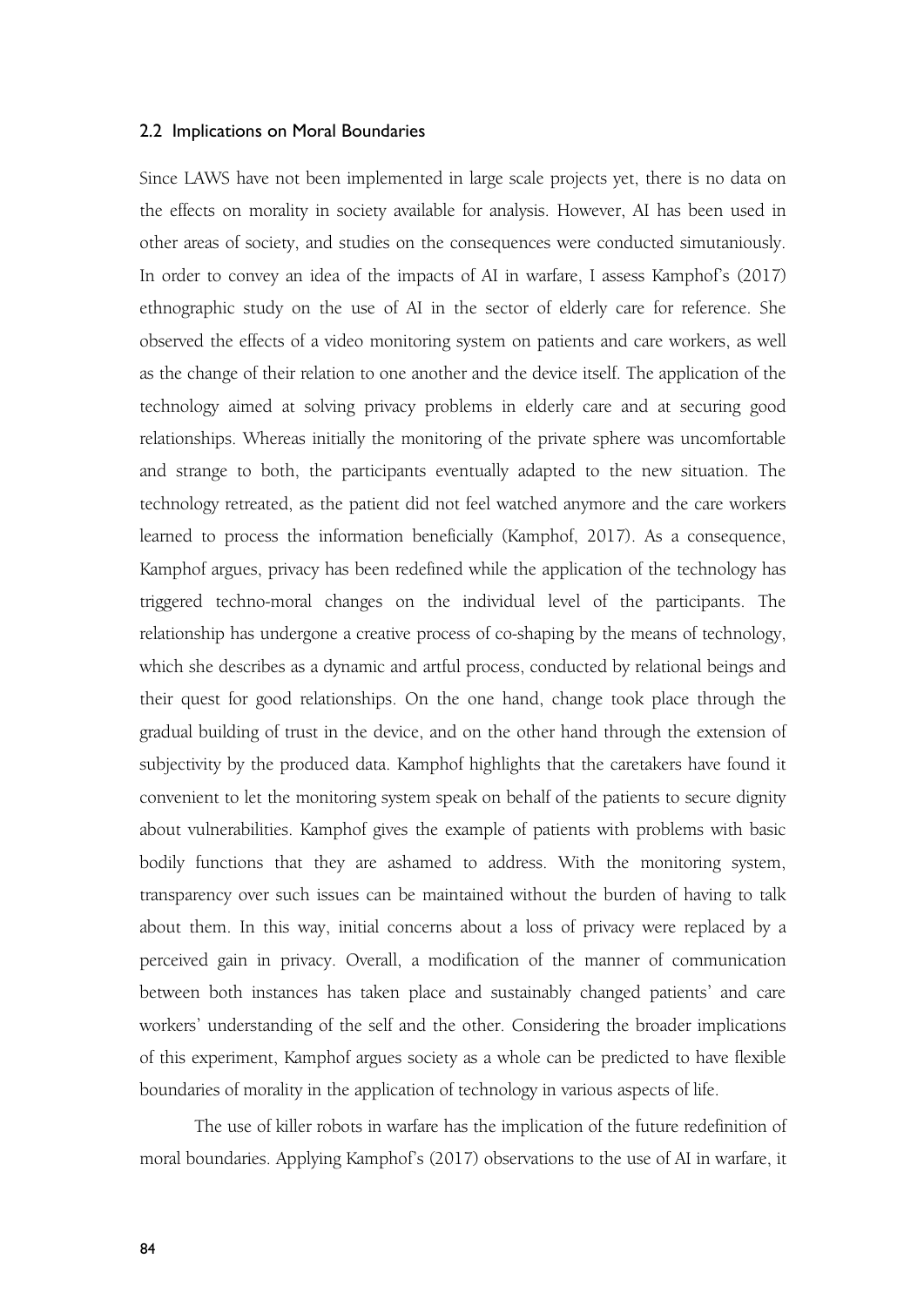### 2.2 Implications on Moral Boundaries

Since LAWS have not been implemented in large scale projects yet, there is no data on the effects on morality in society available for analysis. However, AI has been used in other areas of society, and studies on the consequences were conducted simutaniously. In order to convey an idea of the impacts of AI in warfare, I assess Kamphof's (2017) ethnographic study on the use of AI in the sector of elderly care for reference. She observed the effects of a video monitoring system on patients and care workers, as well as the change of their relation to one another and the device itself. The application of the technology aimed at solving privacy problems in elderly care and at securing good relationships. Whereas initially the monitoring of the private sphere was uncomfortable and strange to both, the participants eventually adapted to the new situation. The technology retreated, as the patient did not feel watched anymore and the care workers learned to process the information beneficially (Kamphof, 2017). As a consequence, Kamphof argues, privacy has been redefined while the application of the technology has triggered techno-moral changes on the individual level of the participants. The relationship has undergone a creative process of co-shaping by the means of technology, which she describes as a dynamic and artful process, conducted by relational beings and their quest for good relationships. On the one hand, change took place through the gradual building of trust in the device, and on the other hand through the extension of subjectivity by the produced data. Kamphof highlights that the caretakers have found it convenient to let the monitoring system speak on behalf of the patients to secure dignity about vulnerabilities. Kamphof gives the example of patients with problems with basic bodily functions that they are ashamed to address. With the monitoring system, transparency over such issues can be maintained without the burden of having to talk about them. In this way, initial concerns about a loss of privacy were replaced by a perceived gain in privacy. Overall, a modification of the manner of communication between both instances has taken place and sustainably changed patients' and care workers' understanding of the self and the other. Considering the broader implications of this experiment, Kamphof argues society as a whole can be predicted to have flexible boundaries of morality in the application of technology in various aspects of life.

The use of killer robots in warfare has the implication of the future redefinition of moral boundaries. Applying Kamphof's (2017) observations to the use of AI in warfare, it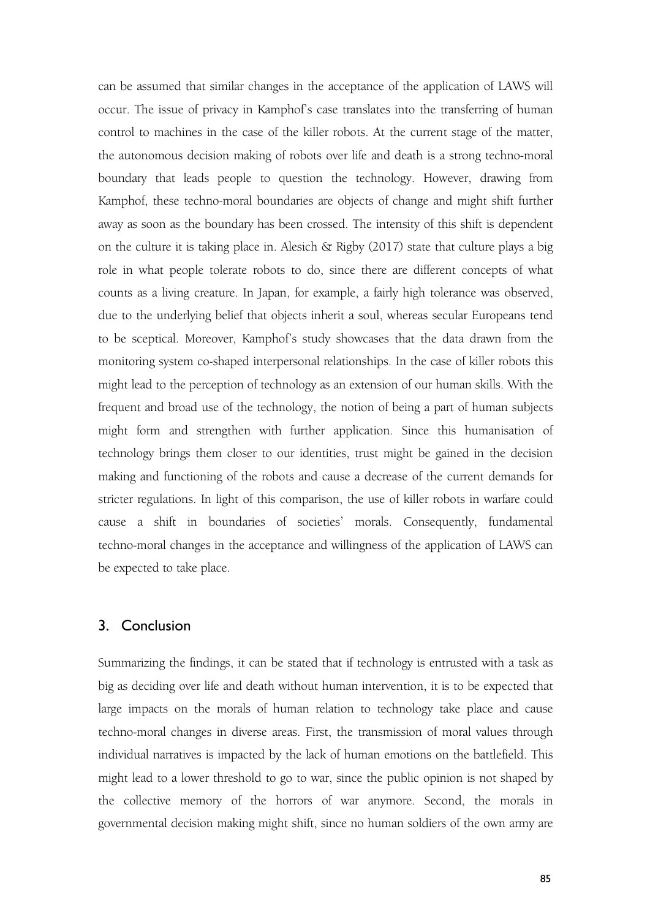can be assumed that similar changes in the acceptance of the application of LAWS will occur. The issue of privacy in Kamphof's case translates into the transferring of human control to machines in the case of the killer robots. At the current stage of the matter, the autonomous decision making of robots over life and death is a strong techno-moral boundary that leads people to question the technology. However, drawing from Kamphof, these techno-moral boundaries are objects of change and might shift further away as soon as the boundary has been crossed. The intensity of this shift is dependent on the culture it is taking place in. Alesich & Rigby (2017) state that culture plays a big role in what people tolerate robots to do, since there are different concepts of what counts as a living creature. In Japan, for example, a fairly high tolerance was observed, due to the underlying belief that objects inherit a soul, whereas secular Europeans tend to be sceptical. Moreover, Kamphof's study showcases that the data drawn from the monitoring system co-shaped interpersonal relationships. In the case of killer robots this might lead to the perception of technology as an extension of our human skills. With the frequent and broad use of the technology, the notion of being a part of human subjects might form and strengthen with further application. Since this humanisation of technology brings them closer to our identities, trust might be gained in the decision making and functioning of the robots and cause a decrease of the current demands for stricter regulations. In light of this comparison, the use of killer robots in warfare could cause a shift in boundaries of societies' morals. Consequently, fundamental techno-moral changes in the acceptance and willingness of the application of LAWS can be expected to take place.

## 3. Conclusion

Summarizing the findings, it can be stated that if technology is entrusted with a task as big as deciding over life and death without human intervention, it is to be expected that large impacts on the morals of human relation to technology take place and cause techno-moral changes in diverse areas. First, the transmission of moral values through individual narratives is impacted by the lack of human emotions on the battlefield. This might lead to a lower threshold to go to war, since the public opinion is not shaped by the collective memory of the horrors of war anymore. Second, the morals in governmental decision making might shift, since no human soldiers of the own army are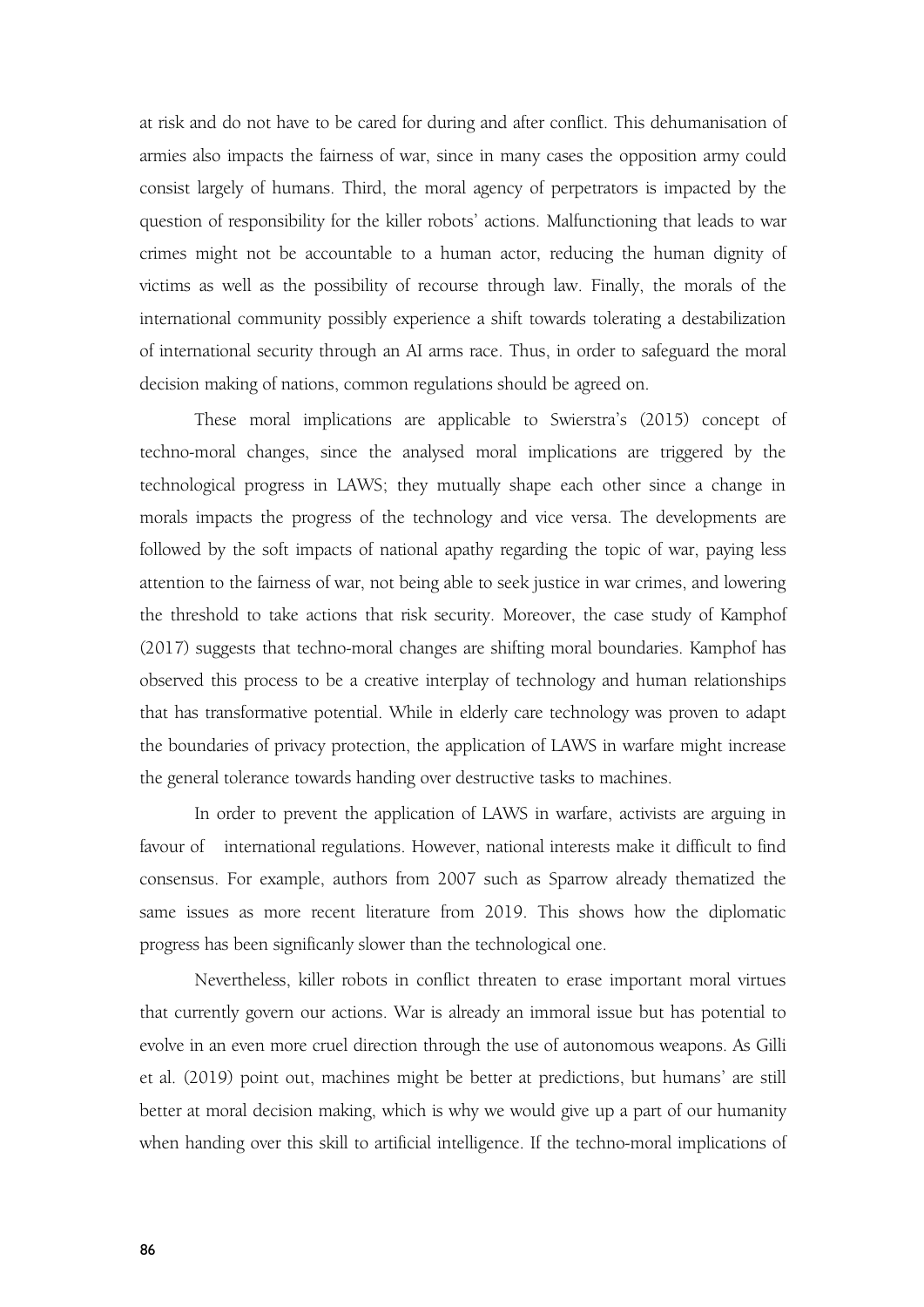at risk and do not have to be cared for during and after conflict. This dehumanisation of armies also impacts the fairness of war, since in many cases the opposition army could consist largely of humans. Third, the moral agency of perpetrators is impacted by the question of responsibility for the killer robots' actions. Malfunctioning that leads to war crimes might not be accountable to a human actor, reducing the human dignity of victims as well as the possibility of recourse through law. Finally, the morals of the international community possibly experience a shift towards tolerating a destabilization of international security through an AI arms race. Thus, in order to safeguard the moral decision making of nations, common regulations should be agreed on.

These moral implications are applicable to Swierstra's (2015) concept of techno-moral changes, since the analysed moral implications are triggered by the technological progress in LAWS; they mutually shape each other since a change in morals impacts the progress of the technology and vice versa. The developments are followed by the soft impacts of national apathy regarding the topic of war, paying less attention to the fairness of war, not being able to seek justice in war crimes, and lowering the threshold to take actions that risk security. Moreover, the case study of Kamphof (2017) suggests that techno-moral changes are shifting moral boundaries. Kamphof has observed this process to be a creative interplay of technology and human relationships that has transformative potential. While in elderly care technology was proven to adapt the boundaries of privacy protection, the application of LAWS in warfare might increase the general tolerance towards handing over destructive tasks to machines.

In order to prevent the application of LAWS in warfare, activists are arguing in favour of international regulations. However, national interests make it difficult to find consensus. For example, authors from 2007 such as Sparrow already thematized the same issues as more recent literature from 2019. This shows how the diplomatic progress has been significanly slower than the technological one.

Nevertheless, killer robots in conflict threaten to erase important moral virtues that currently govern our actions. War is already an immoral issue but has potential to evolve in an even more cruel direction through the use of autonomous weapons. As Gilli et al. (2019) point out, machines might be better at predictions, but humans' are still better at moral decision making, which is why we would give up a part of our humanity when handing over this skill to artificial intelligence. If the techno-moral implications of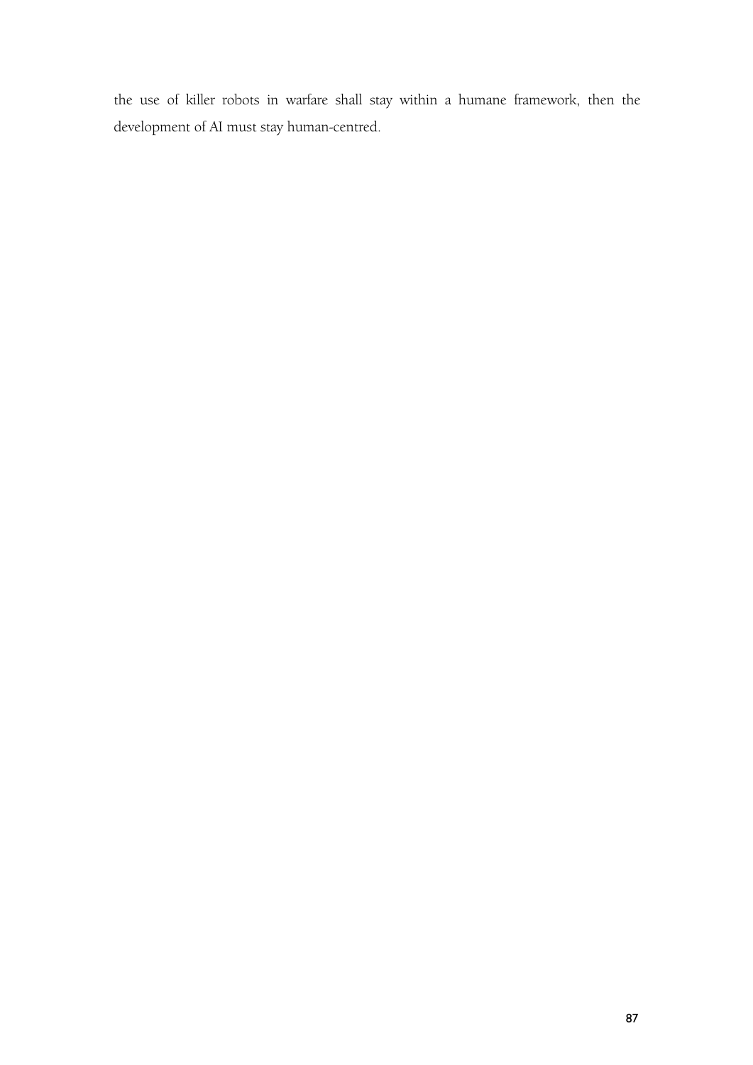the use of killer robots in warfare shall stay within a humane framework, then the development of AI must stay human-centred.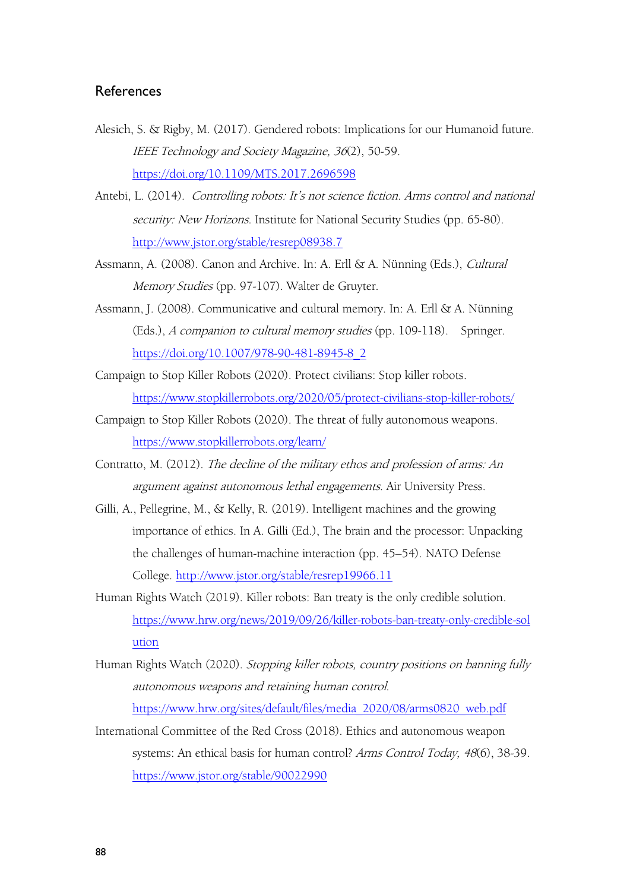## References

Alesich, S. & Rigby, M. (2017). Gendered robots: Implications for our Humanoid future. *IEEE Technology and Society Magazine, 36*(2), 50-59. https://doi.org/10.1109/MTS.2017.2696598

Antebi, L. (2014). *Controlling robots: It's not science fiction. Arms control and national security: New Horizons*. Institute for National Security Studies (pp. 65-80). http://www.jstor.org/stable/resrep08938.7

Assmann, A. (2008). Canon and Archive. In: A. Erll & A. Nünning (Eds.), *Cultural Memory Studies* (pp. 97-107). Walter de Gruyter.

Assmann, J. (2008). Communicative and cultural memory. In: A. Erll & A. Nünning (Eds.), *A companion to cultural memory studies* (pp. 109-118). Springer. https://doi.org/10.1007/978-90-481-8945-8_2

Campaign to Stop Killer Robots (2020). Protect civilians: Stop killer robots. https://www.stopkillerrobots.org/2020/05/protect-civilians-stop-killer-robots/

Campaign to Stop Killer Robots (2020). The threat of fully autonomous weapons. https://www.stopkillerrobots.org/learn/

Contratto, M. (2012). *The decline of the military ethos and profession of arms: An argument against autonomous lethal engagements*. Air University Press.

Gilli, A., Pellegrine, M., & Kelly, R. (2019). Intelligent machines and the growing importance of ethics. In A. Gilli (Ed.), The brain and the processor: Unpacking the challenges of human-machine interaction (pp. 45–54). NATO Defense College. http://www.jstor.org/stable/resrep19966.11

Human Rights Watch (2019). Killer robots: Ban treaty is the only credible solution. https://www.hrw.org/news/2019/09/26/killer-robots-ban-treaty-only-credible-solution

Human Rights Watch (2020). *Stopping killer robots, country positions on banning fully autonomous weapons and retaining human control.* https://www.hrw.org/sites/default/files/media_2020/08/arms0820_web.pdf

International Committee of the Red Cross (2018). Ethics and autonomous weapon systems: An ethical basis for human control? *Arms Control Today, 48*(6), 38-39. https://www.jstor.org/stable/90022990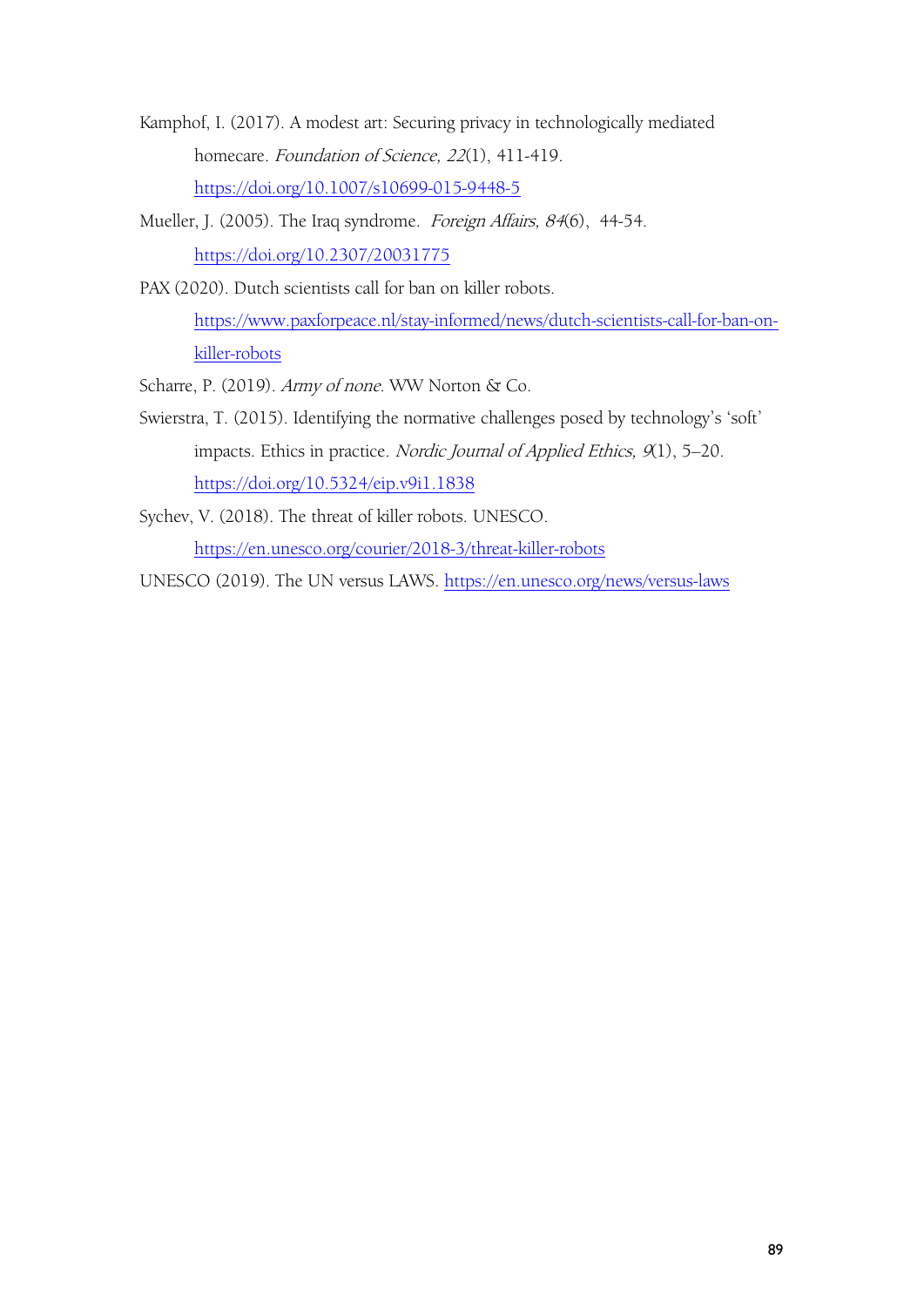Kamphof, I. (2017). A modest art: Securing privacy in technologically mediated homecare. *Foundation of Science, 22*(1), 411-419. https://doi.org/10.1007/s10699-015-9448-5

Mueller, J. (2005). The Iraq syndrome. *Foreign Affairs, 84*(6), 44-54. https://doi.org/10.2307/20031775

PAX (2020). Dutch scientists call for ban on killer robots. https://www.paxforpeace.nl/stay-informed/news/dutch-scientists-call-for-ban-on-killer-robots

Scharre, P. (2019). *Army of none*. WW Norton & Co.

Swierstra, T. (2015). Identifying the normative challenges posed by technology's 'soft' impacts. Ethics in practice. *Nordic Journal of Applied Ethics, 9*(1), 5–20. https://doi.org/10.5324/eip.v9i1.1838

Sychev, V. (2018). The threat of killer robots. UNESCO. https://en.unesco.org/courier/2018-3/threat-killer-robots

UNESCO (2019). The UN versus LAWS. https://en.unesco.org/news/versus-laws